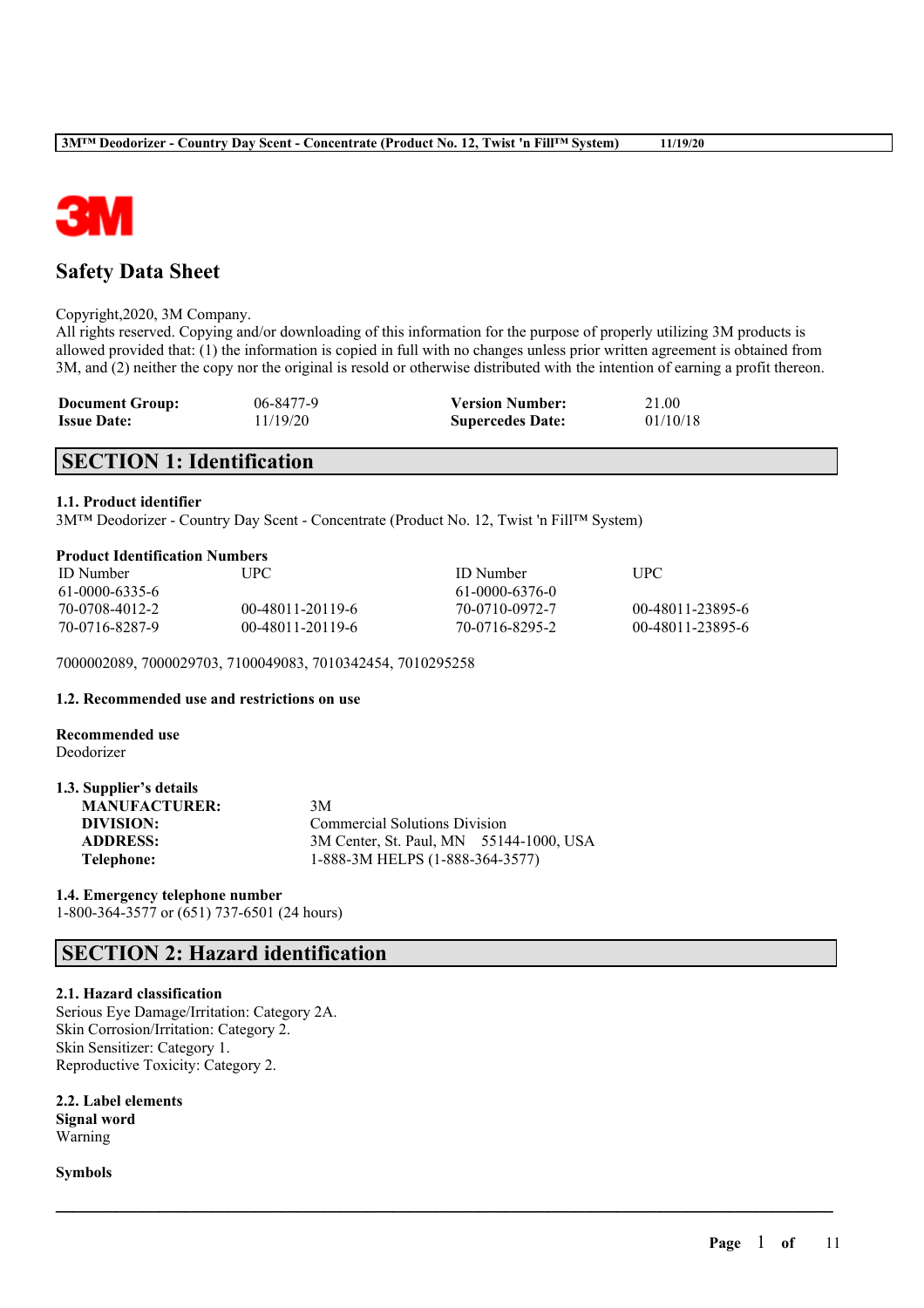# Safety Data Sheet

Copyright,2020, 3M Company.
All rights reserved. Copying and/or downloading of this information for the purpose of properly utilizing 3M products is allowed provided that: (1) the information is copied in full with no changes unless prior written agreement is obtained from 3M, and (2) neither the copy nor the original is resold or otherwise distributed with the intention of earning a profit thereon.

| | | | |
|---|---|---|---|
| **Document Group:** | 06-8477-9 | **Version Number:** | 21.00 |
| **Issue Date:** | 11/19/20 | **Supercedes Date:** | 01/10/18 |

## SECTION 1: Identification

### 1.1. Product identifier

3M™ Deodorizer - Country Day Scent - Concentrate (Product No. 12, Twist 'n Fill™ System)

**Product Identification Numbers**

| ID Number | UPC | ID Number | UPC |
|---|---|---|---|
| 61-0000-6335-6 | | 61-0000-6376-0 | |
| 70-0708-4012-2 | 00-48011-20119-6 | 70-0710-0972-7 | 00-48011-23895-6 |
| 70-0716-8287-9 | 00-48011-20119-6 | 70-0716-8295-2 | 00-48011-23895-6 |

7000002089, 7000029703, 7100049083, 7010342454, 7010295258

### 1.2. Recommended use and restrictions on use

**Recommended use**
Deodorizer

### 1.3. Supplier's details

| | |
|---|---|
| **MANUFACTURER:** | 3M |
| **DIVISION:** | Commercial Solutions Division |
| **ADDRESS:** | 3M Center, St. Paul, MN 55144-1000, USA |
| **Telephone:** | 1-888-3M HELPS (1-888-364-3577) |

### 1.4. Emergency telephone number

1-800-364-3577 or (651) 737-6501 (24 hours)

## SECTION 2: Hazard identification

### 2.1. Hazard classification

Serious Eye Damage/Irritation: Category 2A.
Skin Corrosion/Irritation: Category 2.
Skin Sensitizer: Category 1.
Reproductive Toxicity: Category 2.

### 2.2. Label elements

**Signal word**
Warning

**Symbols**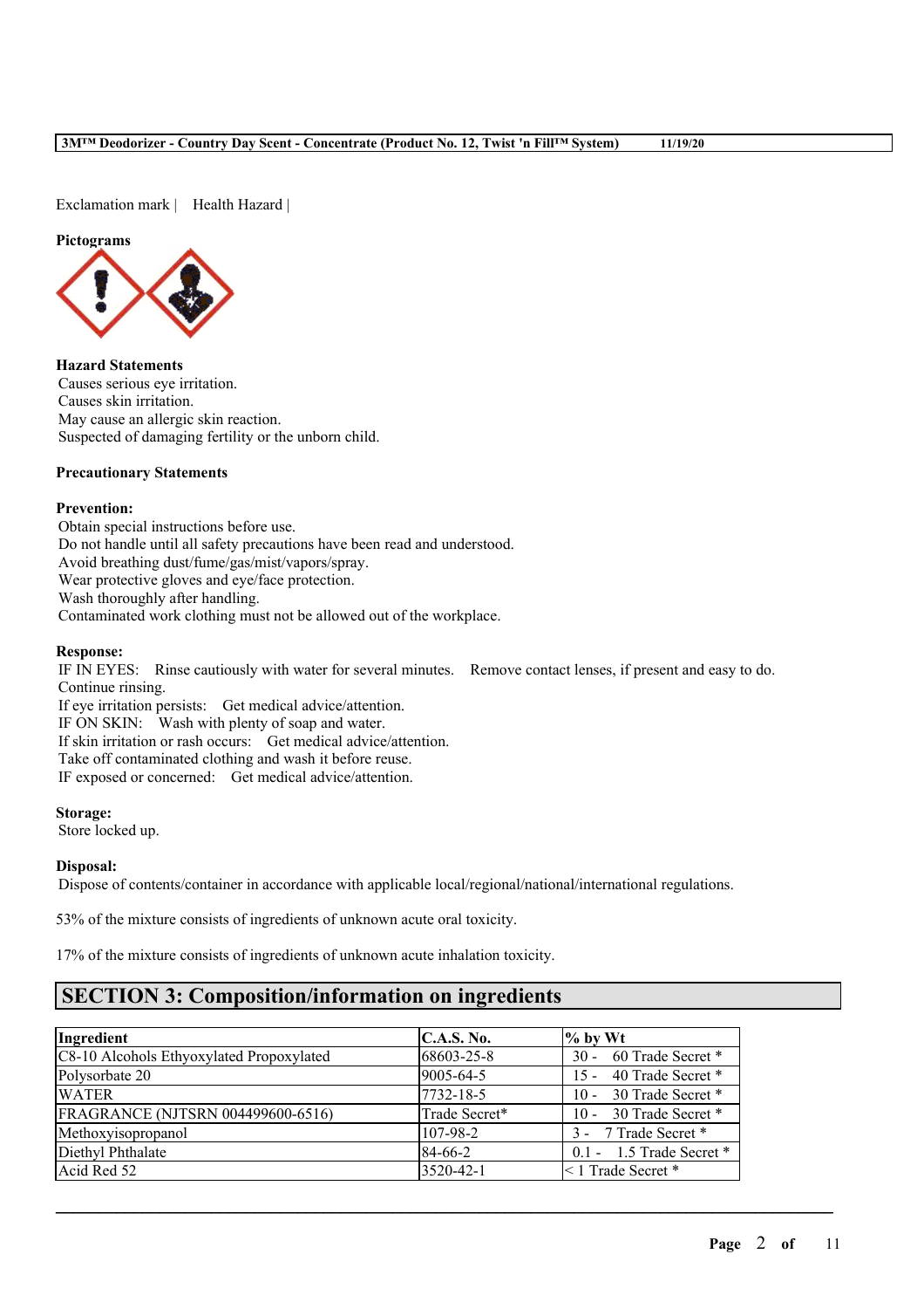Exclamation mark | Health Hazard |

**Pictograms**

**Hazard Statements**
Causes serious eye irritation.
Causes skin irritation.
May cause an allergic skin reaction.
Suspected of damaging fertility or the unborn child.

**Precautionary Statements**

**Prevention:**
Obtain special instructions before use.
Do not handle until all safety precautions have been read and understood.
Avoid breathing dust/fume/gas/mist/vapors/spray.
Wear protective gloves and eye/face protection.
Wash thoroughly after handling.
Contaminated work clothing must not be allowed out of the workplace.

**Response:**
IF IN EYES: Rinse cautiously with water for several minutes. Remove contact lenses, if present and easy to do. Continue rinsing.
If eye irritation persists: Get medical advice/attention.
IF ON SKIN: Wash with plenty of soap and water.
If skin irritation or rash occurs: Get medical advice/attention.
Take off contaminated clothing and wash it before reuse.
IF exposed or concerned: Get medical advice/attention.

**Storage:**
Store locked up.

**Disposal:**
Dispose of contents/container in accordance with applicable local/regional/national/international regulations.

53% of the mixture consists of ingredients of unknown acute oral toxicity.

17% of the mixture consists of ingredients of unknown acute inhalation toxicity.

## SECTION 3: Composition/information on ingredients

| Ingredient | C.A.S. No. | % by Wt |
|---|---|---|
| C8-10 Alcohols Ethyoxylated Propoxylated | 68603-25-8 | 30 - 60 Trade Secret * |
| Polysorbate 20 | 9005-64-5 | 15 - 40 Trade Secret * |
| WATER | 7732-18-5 | 10 - 30 Trade Secret * |
| FRAGRANCE (NJTSRN 004499600-6516) | Trade Secret* | 10 - 30 Trade Secret * |
| Methoxyisopropanol | 107-98-2 | 3 - 7 Trade Secret * |
| Diethyl Phthalate | 84-66-2 | 0.1 - 1.5 Trade Secret * |
| Acid Red 52 | 3520-42-1 | < 1 Trade Secret * |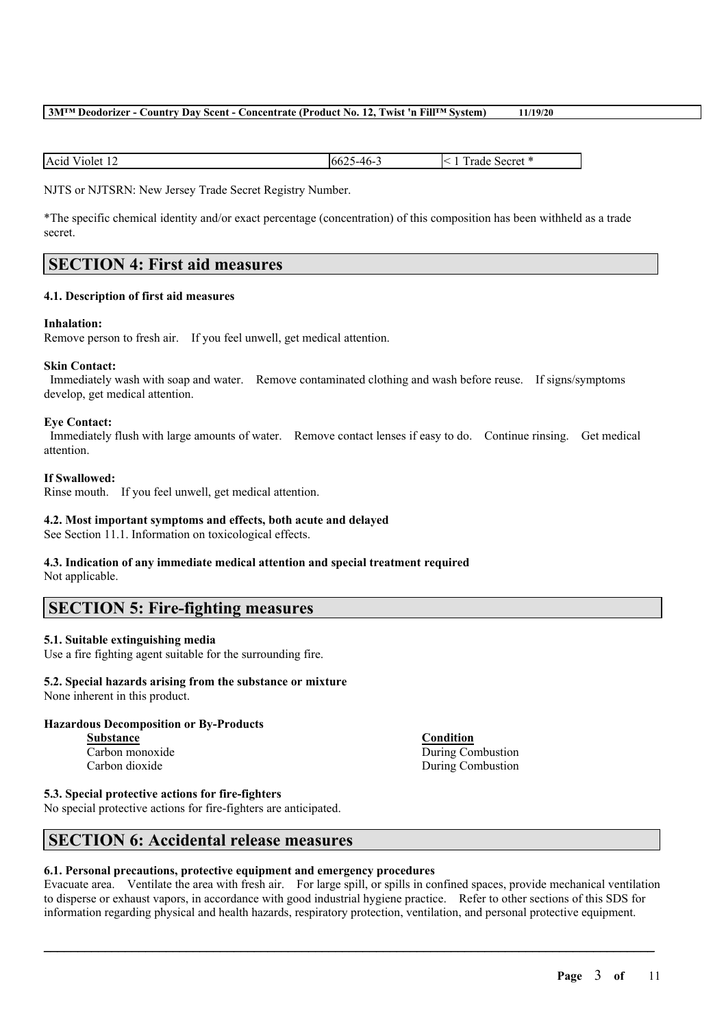| Acid Violet 12 | 6625-46-3 | < 1 Trade Secret * |
|---|---|---|

NJTS or NJTSRN: New Jersey Trade Secret Registry Number.

*The specific chemical identity and/or exact percentage (concentration) of this composition has been withheld as a trade secret.

## SECTION 4: First aid measures

### 4.1. Description of first aid measures

**Inhalation:**
Remove person to fresh air. If you feel unwell, get medical attention.

**Skin Contact:**
Immediately wash with soap and water. Remove contaminated clothing and wash before reuse. If signs/symptoms develop, get medical attention.

**Eye Contact:**
Immediately flush with large amounts of water. Remove contact lenses if easy to do. Continue rinsing. Get medical attention.

**If Swallowed:**
Rinse mouth. If you feel unwell, get medical attention.

### 4.2. Most important symptoms and effects, both acute and delayed

See Section 11.1. Information on toxicological effects.

### 4.3. Indication of any immediate medical attention and special treatment required

Not applicable.

## SECTION 5: Fire-fighting measures

### 5.1. Suitable extinguishing media

Use a fire fighting agent suitable for the surrounding fire.

### 5.2. Special hazards arising from the substance or mixture

None inherent in this product.

**Hazardous Decomposition or By-Products**

| Substance | Condition |
|---|---|
| Carbon monoxide | During Combustion |
| Carbon dioxide | During Combustion |

### 5.3. Special protective actions for fire-fighters

No special protective actions for fire-fighters are anticipated.

## SECTION 6: Accidental release measures

### 6.1. Personal precautions, protective equipment and emergency procedures

Evacuate area. Ventilate the area with fresh air. For large spill, or spills in confined spaces, provide mechanical ventilation to disperse or exhaust vapors, in accordance with good industrial hygiene practice. Refer to other sections of this SDS for information regarding physical and health hazards, respiratory protection, ventilation, and personal protective equipment.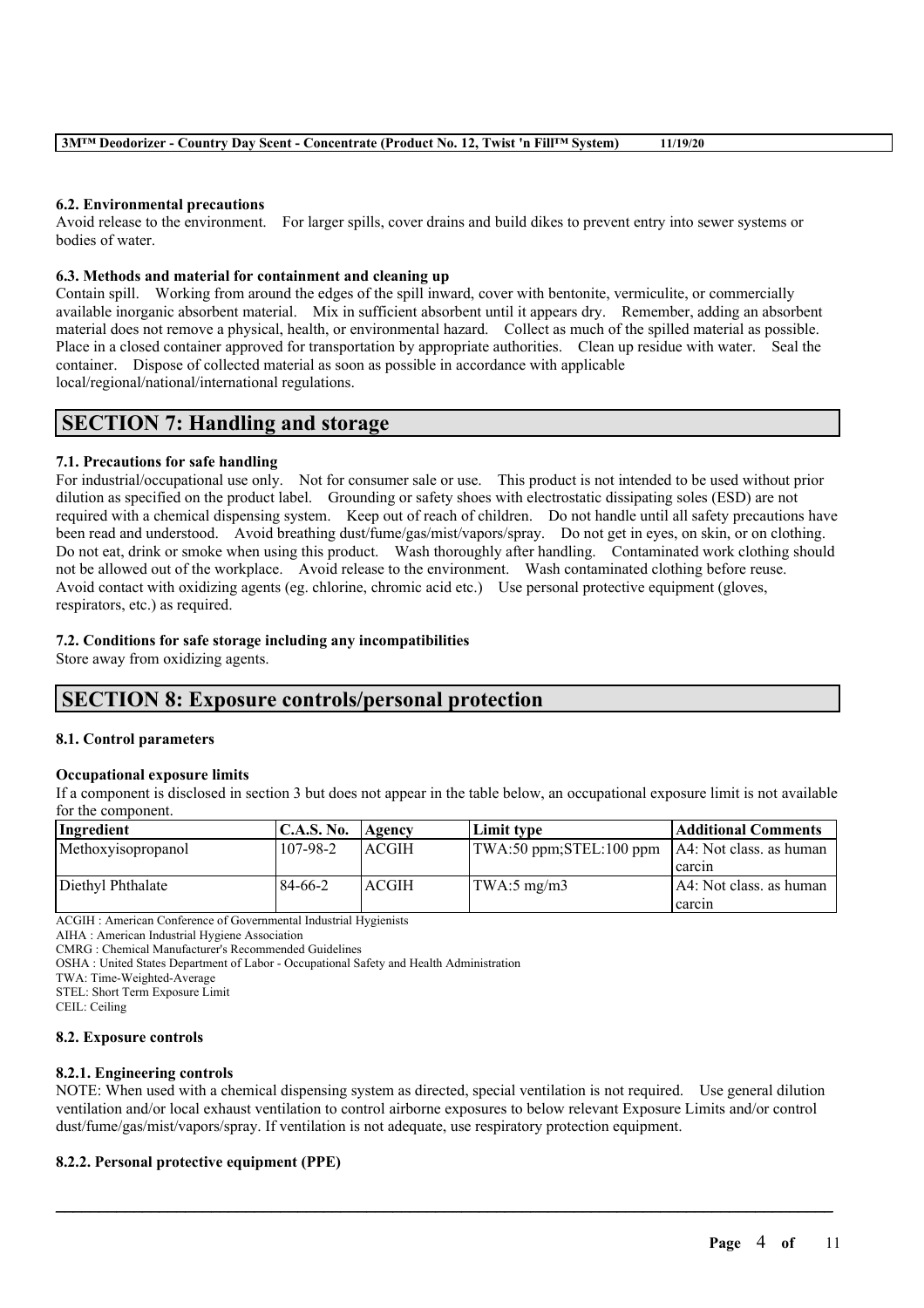### 6.2. Environmental precautions

Avoid release to the environment. For larger spills, cover drains and build dikes to prevent entry into sewer systems or bodies of water.

### 6.3. Methods and material for containment and cleaning up

Contain spill. Working from around the edges of the spill inward, cover with bentonite, vermiculite, or commercially available inorganic absorbent material. Mix in sufficient absorbent until it appears dry. Remember, adding an absorbent material does not remove a physical, health, or environmental hazard. Collect as much of the spilled material as possible. Place in a closed container approved for transportation by appropriate authorities. Clean up residue with water. Seal the container. Dispose of collected material as soon as possible in accordance with applicable local/regional/national/international regulations.

## SECTION 7: Handling and storage

### 7.1. Precautions for safe handling

For industrial/occupational use only. Not for consumer sale or use. This product is not intended to be used without prior dilution as specified on the product label. Grounding or safety shoes with electrostatic dissipating soles (ESD) are not required with a chemical dispensing system. Keep out of reach of children. Do not handle until all safety precautions have been read and understood. Avoid breathing dust/fume/gas/mist/vapors/spray. Do not get in eyes, on skin, or on clothing. Do not eat, drink or smoke when using this product. Wash thoroughly after handling. Contaminated work clothing should not be allowed out of the workplace. Avoid release to the environment. Wash contaminated clothing before reuse. Avoid contact with oxidizing agents (eg. chlorine, chromic acid etc.) Use personal protective equipment (gloves, respirators, etc.) as required.

### 7.2. Conditions for safe storage including any incompatibilities

Store away from oxidizing agents.

## SECTION 8: Exposure controls/personal protection

### 8.1. Control parameters

**Occupational exposure limits**

If a component is disclosed in section 3 but does not appear in the table below, an occupational exposure limit is not available for the component.

| Ingredient | C.A.S. No. | Agency | Limit type | Additional Comments |
|---|---|---|---|---|
| Methoxyisopropanol | 107-98-2 | ACGIH | TWA:50 ppm;STEL:100 ppm | A4: Not class. as human carcin |
| Diethyl Phthalate | 84-66-2 | ACGIH | TWA:5 mg/m3 | A4: Not class. as human carcin |

ACGIH : American Conference of Governmental Industrial Hygienists
AIHA : American Industrial Hygiene Association
CMRG : Chemical Manufacturer's Recommended Guidelines
OSHA : United States Department of Labor - Occupational Safety and Health Administration
TWA: Time-Weighted-Average
STEL: Short Term Exposure Limit
CEIL: Ceiling

### 8.2. Exposure controls

#### 8.2.1. Engineering controls

NOTE: When used with a chemical dispensing system as directed, special ventilation is not required. Use general dilution ventilation and/or local exhaust ventilation to control airborne exposures to below relevant Exposure Limits and/or control dust/fume/gas/mist/vapors/spray. If ventilation is not adequate, use respiratory protection equipment.

#### 8.2.2. Personal protective equipment (PPE)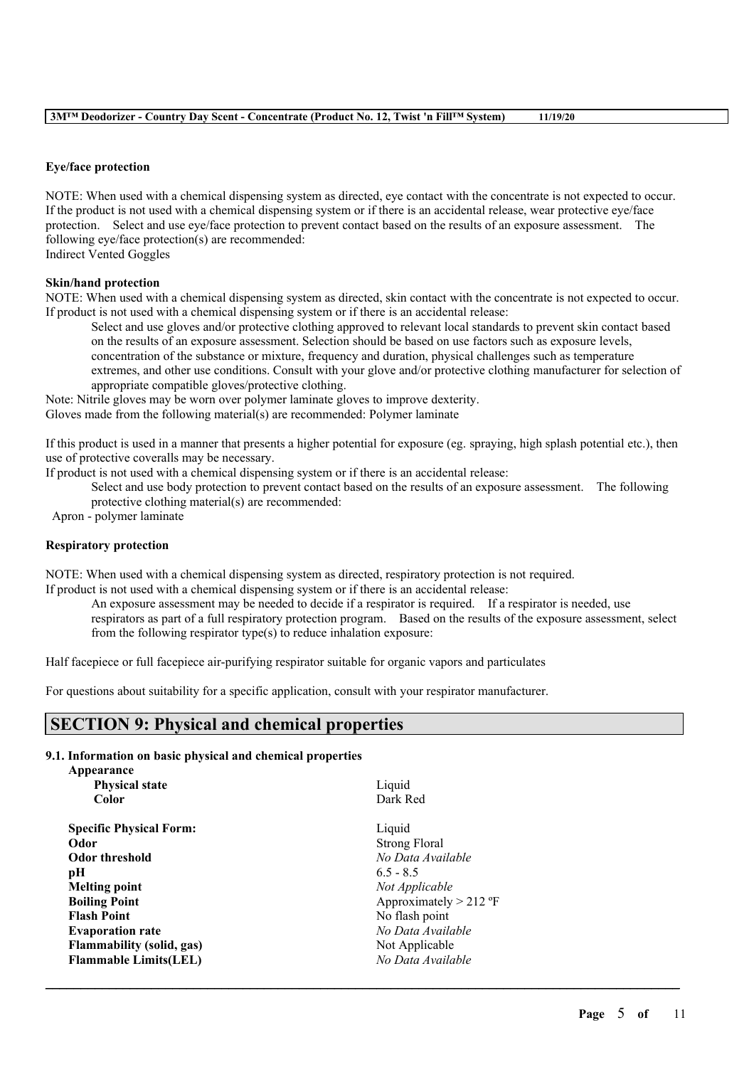**Eye/face protection**

NOTE: When used with a chemical dispensing system as directed, eye contact with the concentrate is not expected to occur. If the product is not used with a chemical dispensing system or if there is an accidental release, wear protective eye/face protection. Select and use eye/face protection to prevent contact based on the results of an exposure assessment. The following eye/face protection(s) are recommended:
Indirect Vented Goggles

**Skin/hand protection**

NOTE: When used with a chemical dispensing system as directed, skin contact with the concentrate is not expected to occur. If product is not used with a chemical dispensing system or if there is an accidental release:

Select and use gloves and/or protective clothing approved to relevant local standards to prevent skin contact based on the results of an exposure assessment. Selection should be based on use factors such as exposure levels, concentration of the substance or mixture, frequency and duration, physical challenges such as temperature extremes, and other use conditions. Consult with your glove and/or protective clothing manufacturer for selection of appropriate compatible gloves/protective clothing.

Note: Nitrile gloves may be worn over polymer laminate gloves to improve dexterity.
Gloves made from the following material(s) are recommended: Polymer laminate

If this product is used in a manner that presents a higher potential for exposure (eg. spraying, high splash potential etc.), then use of protective coveralls may be necessary.
If product is not used with a chemical dispensing system or if there is an accidental release:

Select and use body protection to prevent contact based on the results of an exposure assessment. The following protective clothing material(s) are recommended:

Apron - polymer laminate

**Respiratory protection**

NOTE: When used with a chemical dispensing system as directed, respiratory protection is not required.
If product is not used with a chemical dispensing system or if there is an accidental release:

An exposure assessment may be needed to decide if a respirator is required. If a respirator is needed, use respirators as part of a full respiratory protection program. Based on the results of the exposure assessment, select from the following respirator type(s) to reduce inhalation exposure:

Half facepiece or full facepiece air-purifying respirator suitable for organic vapors and particulates

For questions about suitability for a specific application, consult with your respirator manufacturer.

## SECTION 9: Physical and chemical properties

### 9.1. Information on basic physical and chemical properties

| | |
|---|---|
| **Appearance** | |
| **Physical state** | Liquid |
| **Color** | Dark Red |
| **Specific Physical Form:** | Liquid |
| **Odor** | Strong Floral |
| **Odor threshold** | *No Data Available* |
| **pH** | 6.5 - 8.5 |
| **Melting point** | *Not Applicable* |
| **Boiling Point** | Approximately > 212 ºF |
| **Flash Point** | No flash point |
| **Evaporation rate** | *No Data Available* |
| **Flammability (solid, gas)** | Not Applicable |
| **Flammable Limits(LEL)** | *No Data Available* |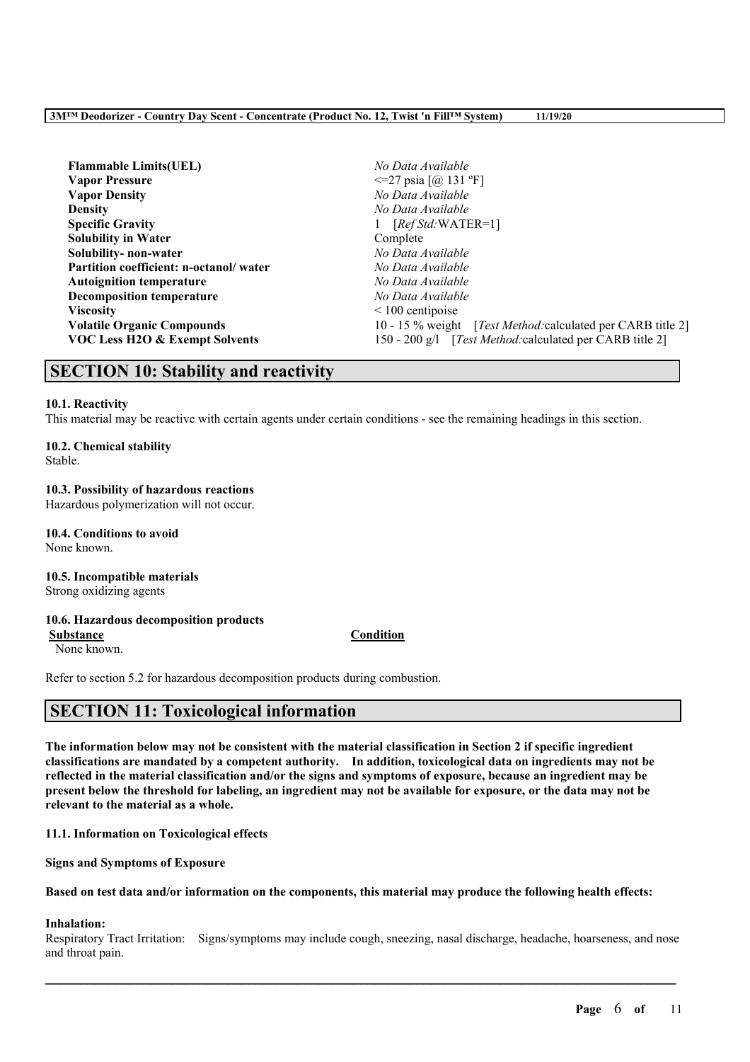| | |
|---|---|
| **Flammable Limits(UEL)** | *No Data Available* |
| **Vapor Pressure** | <=27 psia [@ 131 ºF] |
| **Vapor Density** | *No Data Available* |
| **Density** | *No Data Available* |
| **Specific Gravity** | 1 [*Ref Std:*WATER=1] |
| **Solubility in Water** | Complete |
| **Solubility- non-water** | *No Data Available* |
| **Partition coefficient: n-octanol/ water** | *No Data Available* |
| **Autoignition temperature** | *No Data Available* |
| **Decomposition temperature** | *No Data Available* |
| **Viscosity** | < 100 centipoise |
| **Volatile Organic Compounds** | 10 - 15 % weight [*Test Method:*calculated per CARB title 2] |
| **VOC Less H2O & Exempt Solvents** | 150 - 200 g/l [*Test Method:*calculated per CARB title 2] |

## SECTION 10: Stability and reactivity

**10.1. Reactivity**

This material may be reactive with certain agents under certain conditions - see the remaining headings in this section.

**10.2. Chemical stability**

Stable.

**10.3. Possibility of hazardous reactions**

Hazardous polymerization will not occur.

**10.4. Conditions to avoid**

None known.

**10.5. Incompatible materials**

Strong oxidizing agents

**10.6. Hazardous decomposition products**

| Substance | Condition |
|---|---|
| None known. | |

Refer to section 5.2 for hazardous decomposition products during combustion.

## SECTION 11: Toxicological information

**The information below may not be consistent with the material classification in Section 2 if specific ingredient classifications are mandated by a competent authority. In addition, toxicological data on ingredients may not be reflected in the material classification and/or the signs and symptoms of exposure, because an ingredient may be present below the threshold for labeling, an ingredient may not be available for exposure, or the data may not be relevant to the material as a whole.**

**11.1. Information on Toxicological effects**

**Signs and Symptoms of Exposure**

**Based on test data and/or information on the components, this material may produce the following health effects:**

**Inhalation:**

Respiratory Tract Irritation: Signs/symptoms may include cough, sneezing, nasal discharge, headache, hoarseness, and nose and throat pain.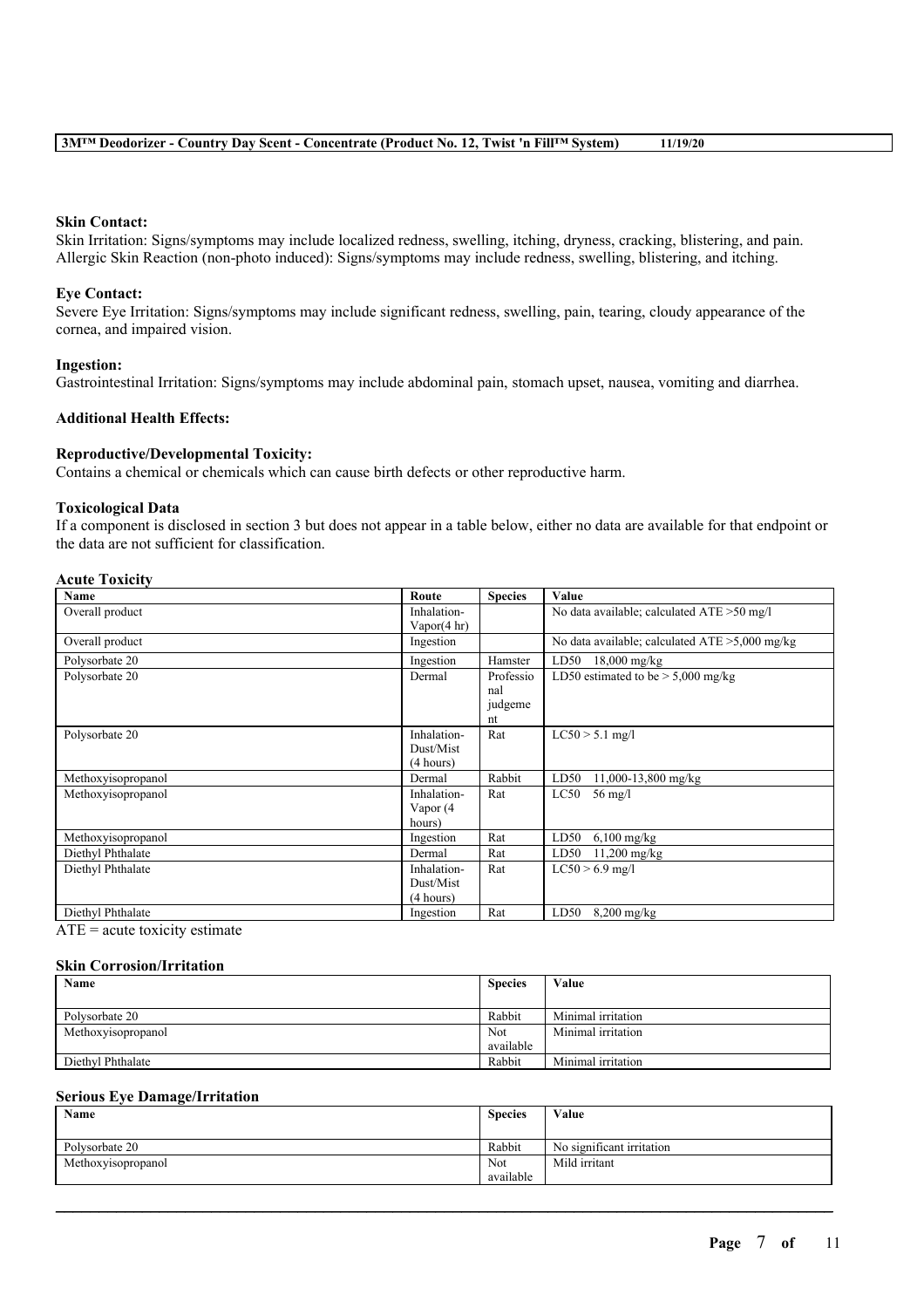**Skin Contact:**
Skin Irritation: Signs/symptoms may include localized redness, swelling, itching, dryness, cracking, blistering, and pain.
Allergic Skin Reaction (non-photo induced): Signs/symptoms may include redness, swelling, blistering, and itching.

**Eye Contact:**
Severe Eye Irritation: Signs/symptoms may include significant redness, swelling, pain, tearing, cloudy appearance of the cornea, and impaired vision.

**Ingestion:**
Gastrointestinal Irritation: Signs/symptoms may include abdominal pain, stomach upset, nausea, vomiting and diarrhea.

**Additional Health Effects:**

**Reproductive/Developmental Toxicity:**
Contains a chemical or chemicals which can cause birth defects or other reproductive harm.

**Toxicological Data**
If a component is disclosed in section 3 but does not appear in a table below, either no data are available for that endpoint or the data are not sufficient for classification.

**Acute Toxicity**

| Name | Route | Species | Value |
|---|---|---|---|
| Overall product | Inhalation-Vapor(4 hr) | | No data available; calculated ATE >50 mg/l |
| Overall product | Ingestion | | No data available; calculated ATE >5,000 mg/kg |
| Polysorbate 20 | Ingestion | Hamster | LD50 18,000 mg/kg |
| Polysorbate 20 | Dermal | Professional judgement | LD50 estimated to be > 5,000 mg/kg |
| Polysorbate 20 | Inhalation-Dust/Mist (4 hours) | Rat | LC50 > 5.1 mg/l |
| Methoxyisopropanol | Dermal | Rabbit | LD50 11,000-13,800 mg/kg |
| Methoxyisopropanol | Inhalation-Vapor (4 hours) | Rat | LC50 56 mg/l |
| Methoxyisopropanol | Ingestion | Rat | LD50 6,100 mg/kg |
| Diethyl Phthalate | Dermal | Rat | LD50 11,200 mg/kg |
| Diethyl Phthalate | Inhalation-Dust/Mist (4 hours) | Rat | LC50 > 6.9 mg/l |
| Diethyl Phthalate | Ingestion | Rat | LD50 8,200 mg/kg |

ATE = acute toxicity estimate

**Skin Corrosion/Irritation**

| Name | Species | Value |
|---|---|---|
| Polysorbate 20 | Rabbit | Minimal irritation |
| Methoxyisopropanol | Not available | Minimal irritation |
| Diethyl Phthalate | Rabbit | Minimal irritation |

**Serious Eye Damage/Irritation**

| Name | Species | Value |
|---|---|---|
| Polysorbate 20 | Rabbit | No significant irritation |
| Methoxyisopropanol | Not available | Mild irritant |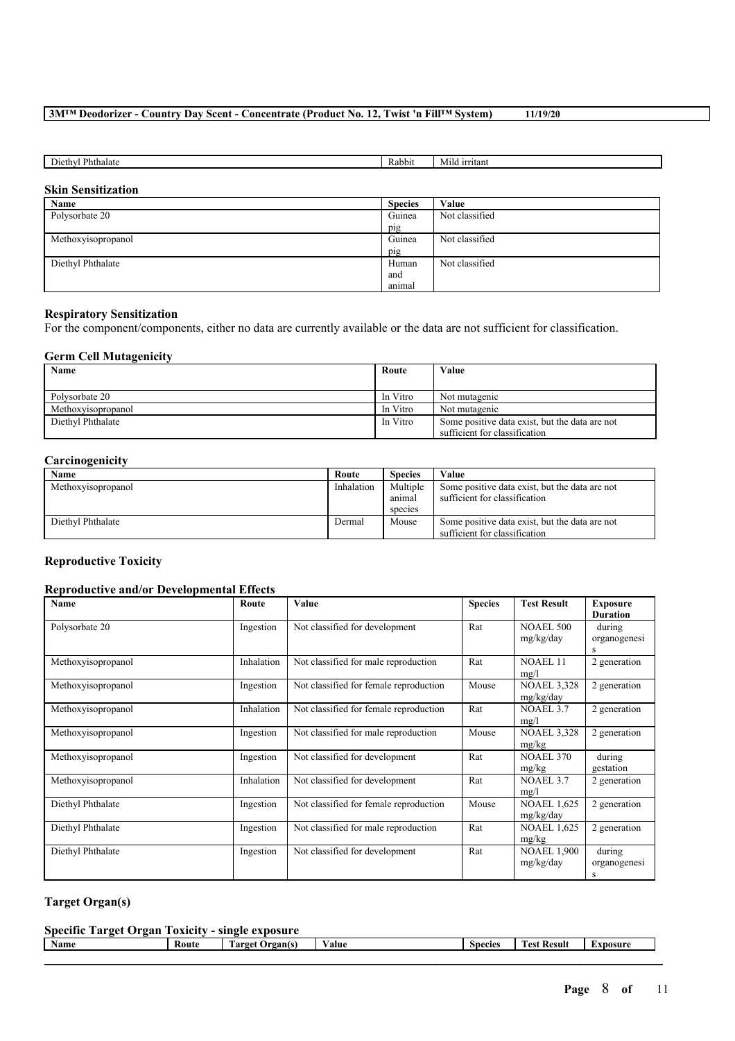| Diethyl Phthalate | Rabbit | Mild irritant |
|---|---|---|

### Skin Sensitization

| Name | Species | Value |
|---|---|---|
| Polysorbate 20 | Guinea pig | Not classified |
| Methoxyisopropanol | Guinea pig | Not classified |
| Diethyl Phthalate | Human and animal | Not classified |

### Respiratory Sensitization

For the component/components, either no data are currently available or the data are not sufficient for classification.

### Germ Cell Mutagenicity

| Name | Route | Value |
|---|---|---|
| Polysorbate 20 | In Vitro | Not mutagenic |
| Methoxyisopropanol | In Vitro | Not mutagenic |
| Diethyl Phthalate | In Vitro | Some positive data exist, but the data are not sufficient for classification |

### Carcinogenicity

| Name | Route | Species | Value |
|---|---|---|---|
| Methoxyisopropanol | Inhalation | Multiple animal species | Some positive data exist, but the data are not sufficient for classification |
| Diethyl Phthalate | Dermal | Mouse | Some positive data exist, but the data are not sufficient for classification |

### Reproductive Toxicity

### Reproductive and/or Developmental Effects

| Name | Route | Value | Species | Test Result | Exposure Duration |
|---|---|---|---|---|---|
| Polysorbate 20 | Ingestion | Not classified for development | Rat | NOAEL 500 mg/kg/day | during organogenesis |
| Methoxyisopropanol | Inhalation | Not classified for male reproduction | Rat | NOAEL 11 mg/l | 2 generation |
| Methoxyisopropanol | Ingestion | Not classified for female reproduction | Mouse | NOAEL 3,328 mg/kg/day | 2 generation |
| Methoxyisopropanol | Inhalation | Not classified for female reproduction | Rat | NOAEL 3.7 mg/l | 2 generation |
| Methoxyisopropanol | Ingestion | Not classified for male reproduction | Mouse | NOAEL 3,328 mg/kg | 2 generation |
| Methoxyisopropanol | Ingestion | Not classified for development | Rat | NOAEL 370 mg/kg | during gestation |
| Methoxyisopropanol | Inhalation | Not classified for development | Rat | NOAEL 3.7 mg/l | 2 generation |
| Diethyl Phthalate | Ingestion | Not classified for female reproduction | Mouse | NOAEL 1,625 mg/kg/day | 2 generation |
| Diethyl Phthalate | Ingestion | Not classified for male reproduction | Rat | NOAEL 1,625 mg/kg | 2 generation |
| Diethyl Phthalate | Ingestion | Not classified for development | Rat | NOAEL 1,900 mg/kg/day | during organogenesis |

### Target Organ(s)

### Specific Target Organ Toxicity - single exposure

| Name | Route | Target Organ(s) | Value | Species | Test Result | Exposure |
|---|---|---|---|---|---|---|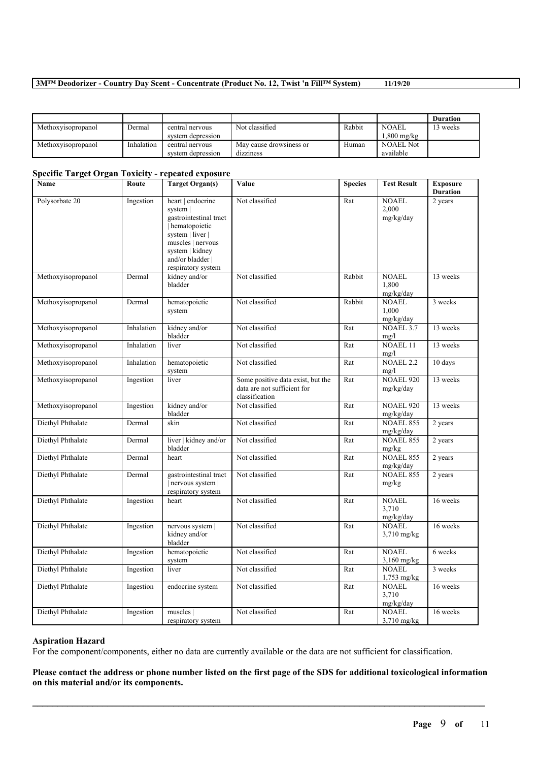| | | | | | | Duration |
|---|---|---|---|---|---|---|
| Methoxyisopropanol | Dermal | central nervous system depression | Not classified | Rabbit | NOAEL 1,800 mg/kg | 13 weeks |
| Methoxyisopropanol | Inhalation | central nervous system depression | May cause drowsiness or dizziness | Human | NOAEL Not available | |

### Specific Target Organ Toxicity - repeated exposure

| Name | Route | Target Organ(s) | Value | Species | Test Result | Exposure Duration |
|---|---|---|---|---|---|---|
| Polysorbate 20 | Ingestion | heart \| endocrine system \| gastrointestinal tract \| hematopoietic system \| liver \| muscles \| nervous system \| kidney and/or bladder \| respiratory system | Not classified | Rat | NOAEL 2,000 mg/kg/day | 2 years |
| Methoxyisopropanol | Dermal | kidney and/or bladder | Not classified | Rabbit | NOAEL 1,800 mg/kg/day | 13 weeks |
| Methoxyisopropanol | Dermal | hematopoietic system | Not classified | Rabbit | NOAEL 1,000 mg/kg/day | 3 weeks |
| Methoxyisopropanol | Inhalation | kidney and/or bladder | Not classified | Rat | NOAEL 3.7 mg/l | 13 weeks |
| Methoxyisopropanol | Inhalation | liver | Not classified | Rat | NOAEL 11 mg/l | 13 weeks |
| Methoxyisopropanol | Inhalation | hematopoietic system | Not classified | Rat | NOAEL 2.2 mg/l | 10 days |
| Methoxyisopropanol | Ingestion | liver | Some positive data exist, but the data are not sufficient for classification | Rat | NOAEL 920 mg/kg/day | 13 weeks |
| Methoxyisopropanol | Ingestion | kidney and/or bladder | Not classified | Rat | NOAEL 920 mg/kg/day | 13 weeks |
| Diethyl Phthalate | Dermal | skin | Not classified | Rat | NOAEL 855 mg/kg/day | 2 years |
| Diethyl Phthalate | Dermal | liver \| kidney and/or bladder | Not classified | Rat | NOAEL 855 mg/kg | 2 years |
| Diethyl Phthalate | Dermal | heart | Not classified | Rat | NOAEL 855 mg/kg/day | 2 years |
| Diethyl Phthalate | Dermal | gastrointestinal tract \| nervous system \| respiratory system | Not classified | Rat | NOAEL 855 mg/kg | 2 years |
| Diethyl Phthalate | Ingestion | heart | Not classified | Rat | NOAEL 3,710 mg/kg/day | 16 weeks |
| Diethyl Phthalate | Ingestion | nervous system \| kidney and/or bladder | Not classified | Rat | NOAEL 3,710 mg/kg | 16 weeks |
| Diethyl Phthalate | Ingestion | hematopoietic system | Not classified | Rat | NOAEL 3,160 mg/kg | 6 weeks |
| Diethyl Phthalate | Ingestion | liver | Not classified | Rat | NOAEL 1,753 mg/kg | 3 weeks |
| Diethyl Phthalate | Ingestion | endocrine system | Not classified | Rat | NOAEL 3,710 mg/kg/day | 16 weeks |
| Diethyl Phthalate | Ingestion | muscles \| respiratory system | Not classified | Rat | NOAEL 3,710 mg/kg | 16 weeks |

### Aspiration Hazard

For the component/components, either no data are currently available or the data are not sufficient for classification.

**Please contact the address or phone number listed on the first page of the SDS for additional toxicological information on this material and/or its components.**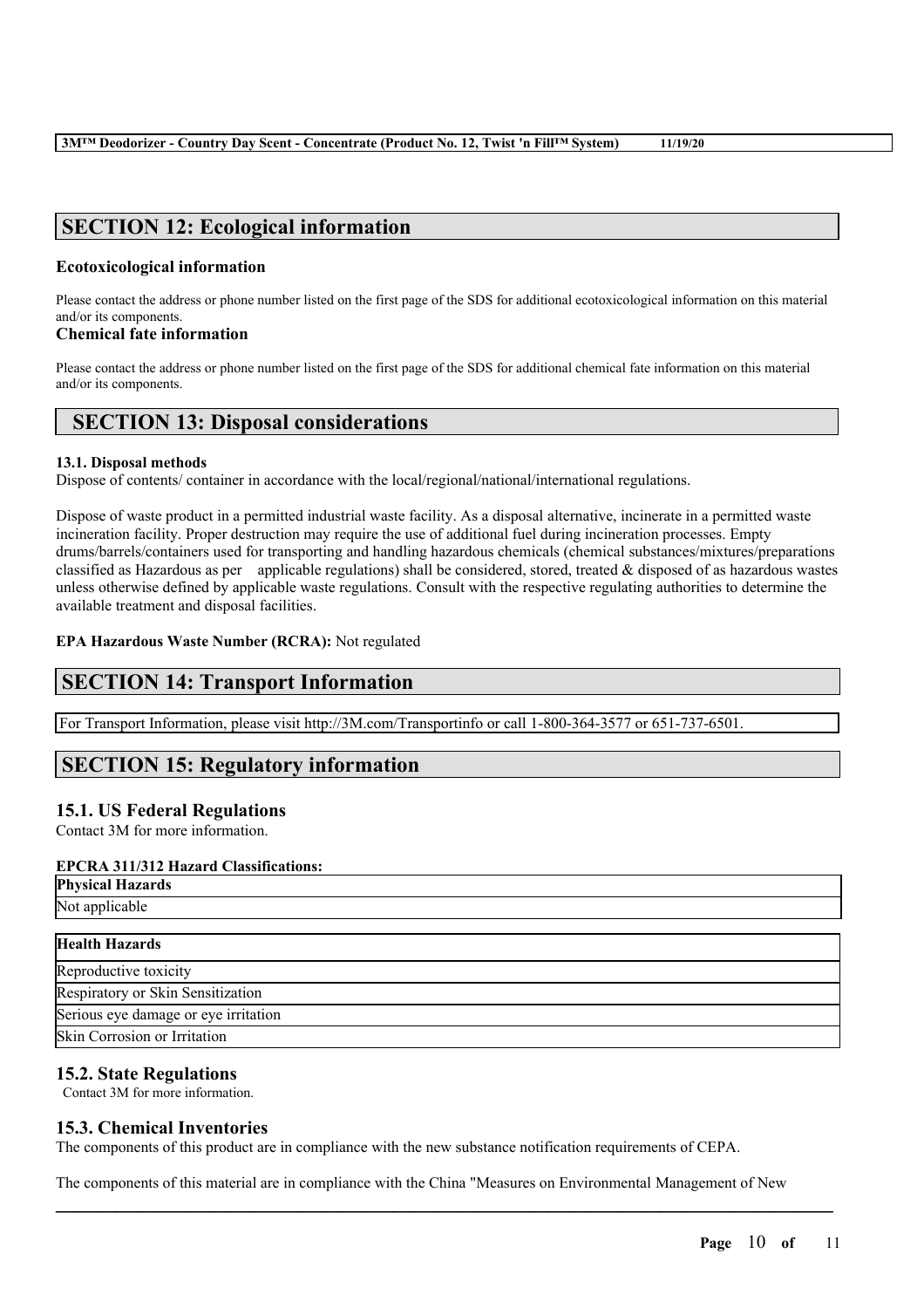## SECTION 12: Ecological information

### Ecotoxicological information

Please contact the address or phone number listed on the first page of the SDS for additional ecotoxicological information on this material and/or its components.

### Chemical fate information

Please contact the address or phone number listed on the first page of the SDS for additional chemical fate information on this material and/or its components.

## SECTION 13: Disposal considerations

**13.1. Disposal methods**

Dispose of contents/ container in accordance with the local/regional/national/international regulations.

Dispose of waste product in a permitted industrial waste facility. As a disposal alternative, incinerate in a permitted waste incineration facility. Proper destruction may require the use of additional fuel during incineration processes. Empty drums/barrels/containers used for transporting and handling hazardous chemicals (chemical substances/mixtures/preparations classified as Hazardous as per applicable regulations) shall be considered, stored, treated & disposed of as hazardous wastes unless otherwise defined by applicable waste regulations. Consult with the respective regulating authorities to determine the available treatment and disposal facilities.

**EPA Hazardous Waste Number (RCRA):** Not regulated

## SECTION 14: Transport Information

For Transport Information, please visit http://3M.com/Transportinfo or call 1-800-364-3577 or 651-737-6501.

## SECTION 15: Regulatory information

### 15.1. US Federal Regulations

Contact 3M for more information.

**EPCRA 311/312 Hazard Classifications:**

| Physical Hazards |
|---|
| Not applicable |

| Health Hazards |
|---|
| Reproductive toxicity |
| Respiratory or Skin Sensitization |
| Serious eye damage or eye irritation |
| Skin Corrosion or Irritation |

### 15.2. State Regulations

Contact 3M for more information.

### 15.3. Chemical Inventories

The components of this product are in compliance with the new substance notification requirements of CEPA.

The components of this material are in compliance with the China "Measures on Environmental Management of New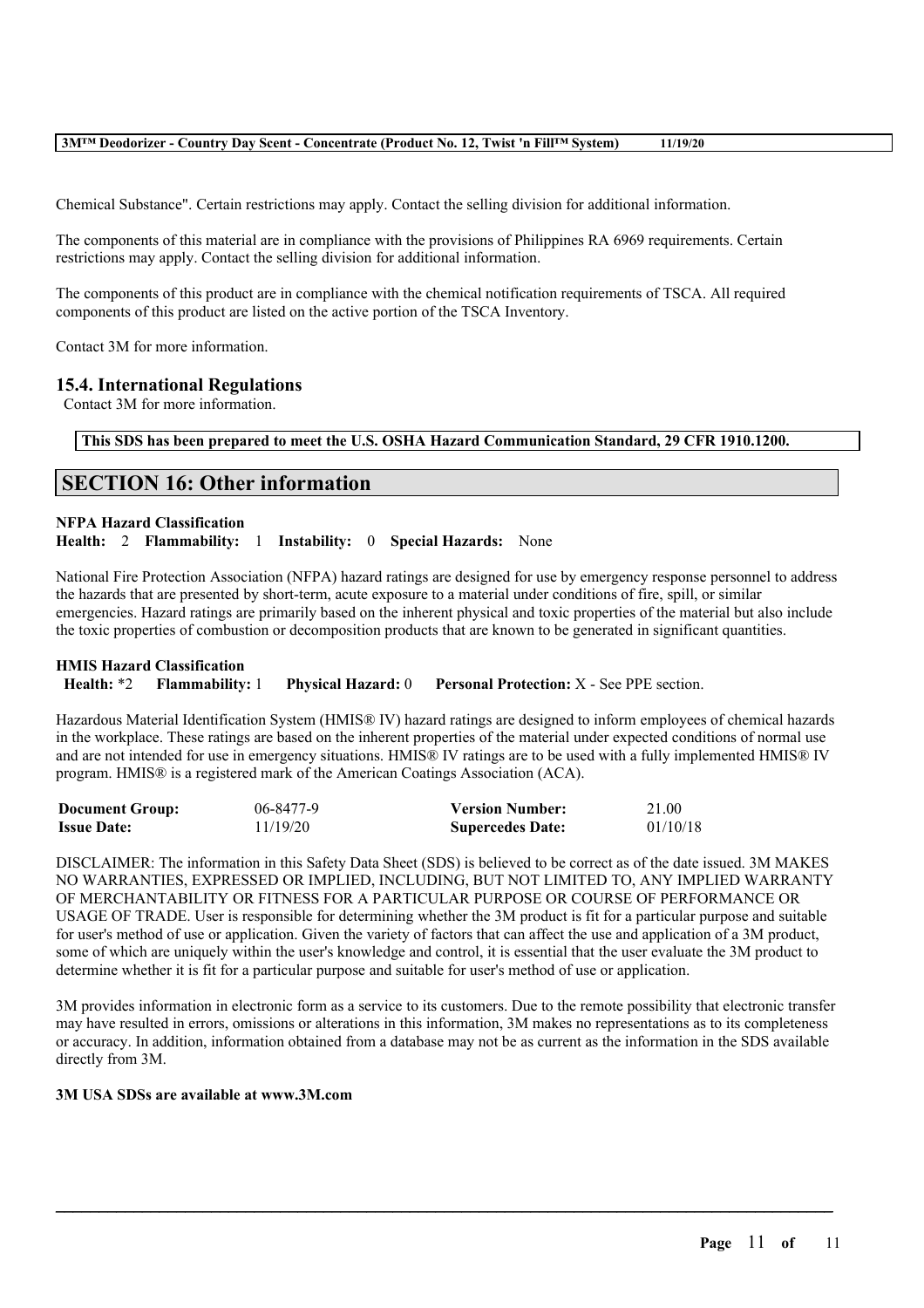Chemical Substance". Certain restrictions may apply. Contact the selling division for additional information.

The components of this material are in compliance with the provisions of Philippines RA 6969 requirements. Certain restrictions may apply. Contact the selling division for additional information.

The components of this product are in compliance with the chemical notification requirements of TSCA. All required components of this product are listed on the active portion of the TSCA Inventory.

Contact 3M for more information.

### 15.4. International Regulations

Contact 3M for more information.

**This SDS has been prepared to meet the U.S. OSHA Hazard Communication Standard, 29 CFR 1910.1200.**

## SECTION 16: Other information

**NFPA Hazard Classification**

**Health:** 2 **Flammability:** 1 **Instability:** 0 **Special Hazards:** None

National Fire Protection Association (NFPA) hazard ratings are designed for use by emergency response personnel to address the hazards that are presented by short-term, acute exposure to a material under conditions of fire, spill, or similar emergencies. Hazard ratings are primarily based on the inherent physical and toxic properties of the material but also include the toxic properties of combustion or decomposition products that are known to be generated in significant quantities.

**HMIS Hazard Classification**

**Health:** *2 **Flammability:** 1 **Physical Hazard:** 0 **Personal Protection:** X - See PPE section.

Hazardous Material Identification System (HMIS® IV) hazard ratings are designed to inform employees of chemical hazards in the workplace. These ratings are based on the inherent properties of the material under expected conditions of normal use and are not intended for use in emergency situations. HMIS® IV ratings are to be used with a fully implemented HMIS® IV program. HMIS® is a registered mark of the American Coatings Association (ACA).

| | | | |
|---|---|---|---|
| **Document Group:** | 06-8477-9 | **Version Number:** | 21.00 |
| **Issue Date:** | 11/19/20 | **Supercedes Date:** | 01/10/18 |

DISCLAIMER: The information in this Safety Data Sheet (SDS) is believed to be correct as of the date issued. 3M MAKES NO WARRANTIES, EXPRESSED OR IMPLIED, INCLUDING, BUT NOT LIMITED TO, ANY IMPLIED WARRANTY OF MERCHANTABILITY OR FITNESS FOR A PARTICULAR PURPOSE OR COURSE OF PERFORMANCE OR USAGE OF TRADE. User is responsible for determining whether the 3M product is fit for a particular purpose and suitable for user's method of use or application. Given the variety of factors that can affect the use and application of a 3M product, some of which are uniquely within the user's knowledge and control, it is essential that the user evaluate the 3M product to determine whether it is fit for a particular purpose and suitable for user's method of use or application.

3M provides information in electronic form as a service to its customers. Due to the remote possibility that electronic transfer may have resulted in errors, omissions or alterations in this information, 3M makes no representations as to its completeness or accuracy. In addition, information obtained from a database may not be as current as the information in the SDS available directly from 3M.

**3M USA SDSs are available at www.3M.com**